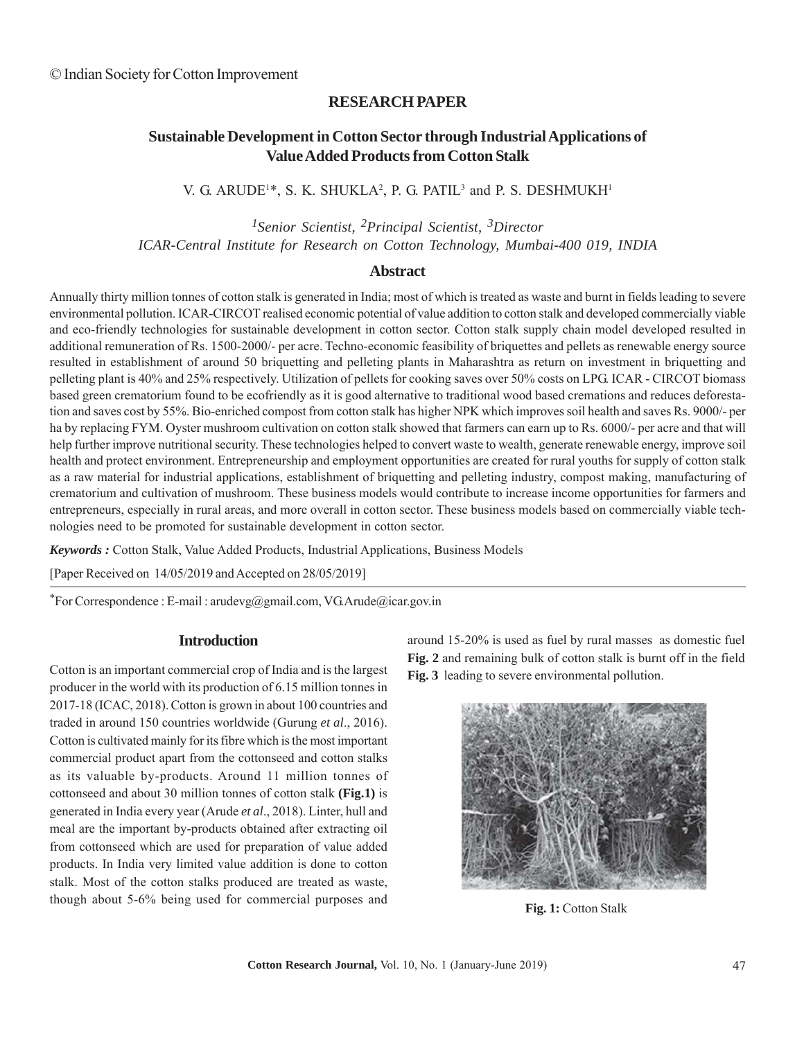© Indian Society for Cotton Improvement

**RESEARCH PAPER**

# Sustainable Development in Cotton Sector through Industrial Applications of Value Added Products from Cotton Stalk

V. G. ARUDE[1]*, S. K. SHUKLA[2], P. G. PATIL[3] and P. S. DESHMUKH[1]

*[1]Senior Scientist, [2]Principal Scientist, [3]Director*
*ICAR-Central Institute for Research on Cotton Technology, Mumbai-400 019, INDIA*

## Abstract

Annually thirty million tonnes of cotton stalk is generated in India; most of which is treated as waste and burnt in fields leading to severe environmental pollution. ICAR-CIRCOT realised economic potential of value addition to cotton stalk and developed commercially viable and eco-friendly technologies for sustainable development in cotton sector. Cotton stalk supply chain model developed resulted in additional remuneration of Rs. 1500-2000/- per acre. Techno-economic feasibility of briquettes and pellets as renewable energy source resulted in establishment of around 50 briquetting and pelleting plants in Maharashtra as return on investment in briquetting and pelleting plant is 40% and 25% respectively. Utilization of pellets for cooking saves over 50% costs on LPG. ICAR - CIRCOT biomass based green crematorium found to be ecofriendly as it is good alternative to traditional wood based cremations and reduces deforestation and saves cost by 55%. Bio-enriched compost from cotton stalk has higher NPK which improves soil health and saves Rs. 9000/- per ha by replacing FYM. Oyster mushroom cultivation on cotton stalk showed that farmers can earn up to Rs. 6000/- per acre and that will help further improve nutritional security. These technologies helped to convert waste to wealth, generate renewable energy, improve soil health and protect environment. Entrepreneurship and employment opportunities are created for rural youths for supply of cotton stalk as a raw material for industrial applications, establishment of briquetting and pelleting industry, compost making, manufacturing of crematorium and cultivation of mushroom. These business models would contribute to increase income opportunities for farmers and entrepreneurs, especially in rural areas, and more overall in cotton sector. These business models based on commercially viable technologies need to be promoted for sustainable development in cotton sector.

***Keywords :*** Cotton Stalk, Value Added Products, Industrial Applications, Business Models

[Paper Received on 14/05/2019 and Accepted on 28/05/2019]

*For Correspondence : E-mail : arudevg@gmail.com, VG.Arude@icar.gov.in

## Introduction

Cotton is an important commercial crop of India and is the largest producer in the world with its production of 6.15 million tonnes in 2017-18 (ICAC, 2018). Cotton is grown in about 100 countries and traded in around 150 countries worldwide (Gurung *et al*., 2016). Cotton is cultivated mainly for its fibre which is the most important commercial product apart from the cottonseed and cotton stalks as its valuable by-products. Around 11 million tonnes of cottonseed and about 30 million tonnes of cotton stalk **(Fig.1)** is generated in India every year (Arude *et al*., 2018). Linter, hull and meal are the important by-products obtained after extracting oil from cottonseed which are used for preparation of value added products. In India very limited value addition is done to cotton stalk. Most of the cotton stalks produced are treated as waste, though about 5-6% being used for commercial purposes and around 15-20% is used as fuel by rural masses as domestic fuel **Fig. 2** and remaining bulk of cotton stalk is burnt off in the field **Fig. 3** leading to severe environmental pollution.

**Fig. 1:** Cotton Stalk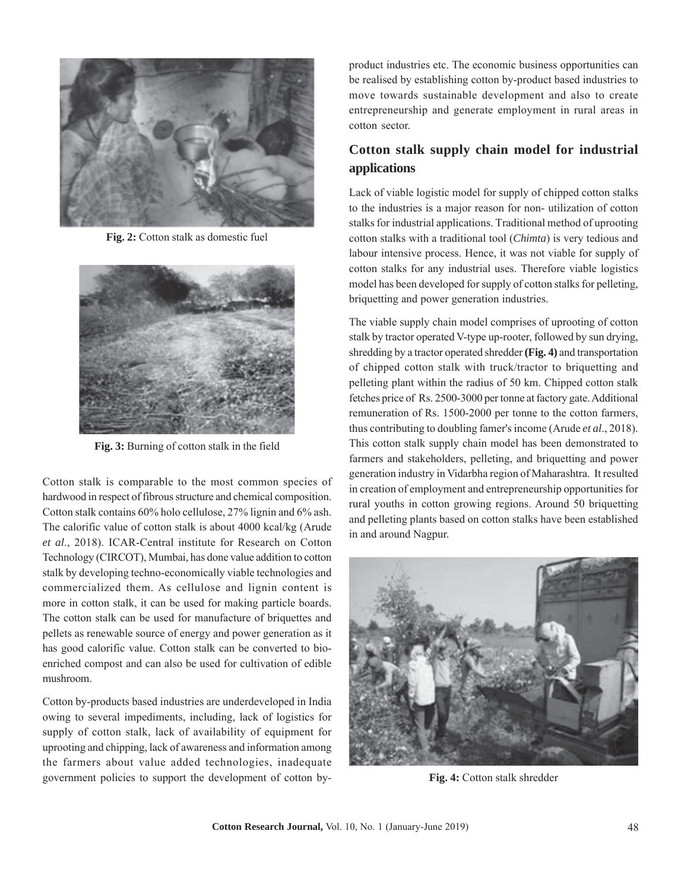Fig. 2: Cotton stalk as domestic fuel

Fig. 3: Burning of cotton stalk in the field

Cotton stalk is comparable to the most common species of hardwood in respect of fibrous structure and chemical composition. Cotton stalk contains 60% holo cellulose, 27% lignin and 6% ash. The calorific value of cotton stalk is about 4000 kcal/kg (Arude *et al*., 2018). ICAR-Central institute for Research on Cotton Technology (CIRCOT), Mumbai, has done value addition to cotton stalk by developing techno-economically viable technologies and commercialized them. As cellulose and lignin content is more in cotton stalk, it can be used for making particle boards. The cotton stalk can be used for manufacture of briquettes and pellets as renewable source of energy and power generation as it has good calorific value. Cotton stalk can be converted to bio-enriched compost and can also be used for cultivation of edible mushroom.

Cotton by-products based industries are underdeveloped in India owing to several impediments, including, lack of logistics for supply of cotton stalk, lack of availability of equipment for uprooting and chipping, lack of awareness and information among the farmers about value added technologies, inadequate government policies to support the development of cotton by-product industries etc. The economic business opportunities can be realised by establishing cotton by-product based industries to move towards sustainable development and also to create entrepreneurship and generate employment in rural areas in cotton sector.

## Cotton stalk supply chain model for industrial applications

Lack of viable logistic model for supply of chipped cotton stalks to the industries is a major reason for non- utilization of cotton stalks for industrial applications. Traditional method of uprooting cotton stalks with a traditional tool (*Chimta*) is very tedious and labour intensive process. Hence, it was not viable for supply of cotton stalks for any industrial uses. Therefore viable logistics model has been developed for supply of cotton stalks for pelleting, briquetting and power generation industries.

The viable supply chain model comprises of uprooting of cotton stalk by tractor operated V-type up-rooter, followed by sun drying, shredding by a tractor operated shredder **(Fig. 4)** and transportation of chipped cotton stalk with truck/tractor to briquetting and pelleting plant within the radius of 50 km. Chipped cotton stalk fetches price of Rs. 2500-3000 per tonne at factory gate. Additional remuneration of Rs. 1500-2000 per tonne to the cotton farmers, thus contributing to doubling famer's income (Arude *et al*., 2018). This cotton stalk supply chain model has been demonstrated to farmers and stakeholders, pelleting, and briquetting and power generation industry in Vidarbha region of Maharashtra. It resulted in creation of employment and entrepreneurship opportunities for rural youths in cotton growing regions. Around 50 briquetting and pelleting plants based on cotton stalks have been established in and around Nagpur.

Fig. 4: Cotton stalk shredder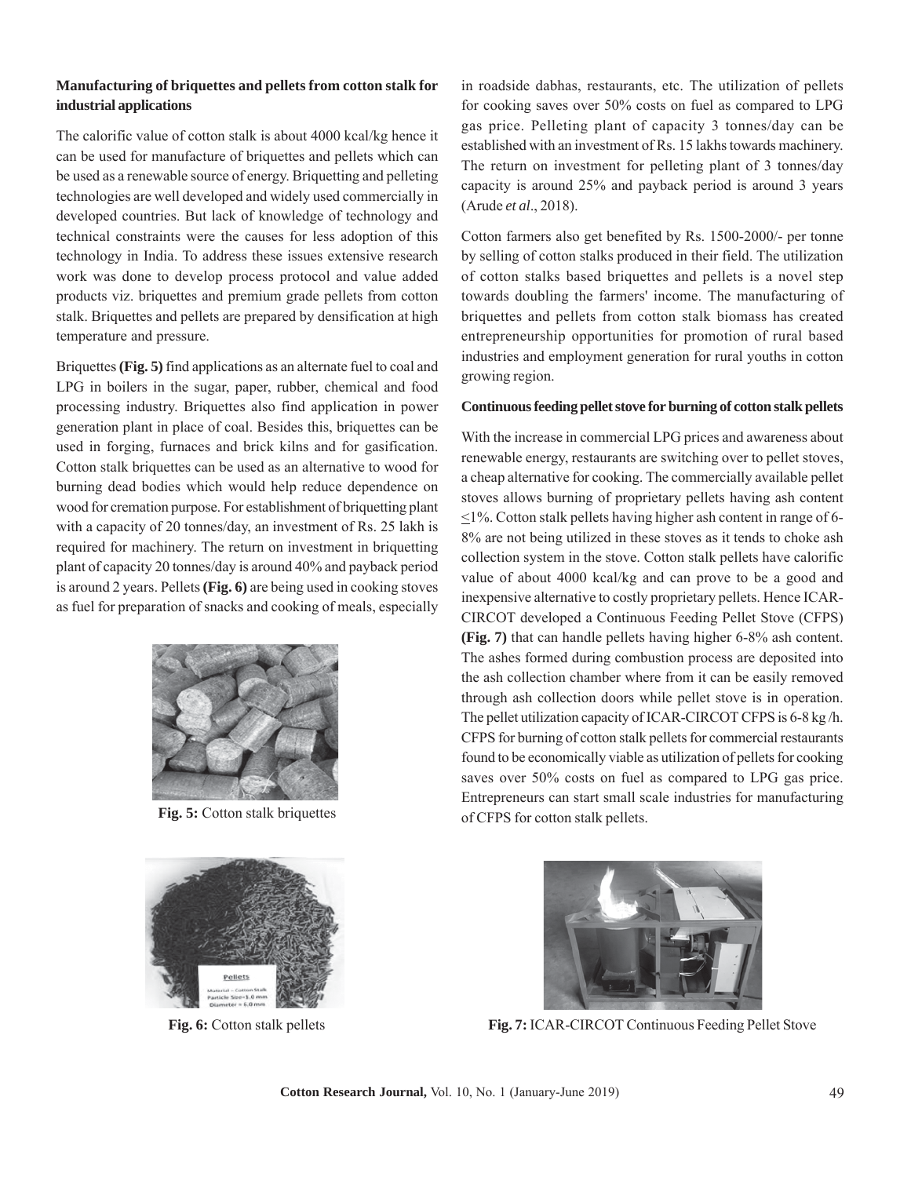### Manufacturing of briquettes and pellets from cotton stalk for industrial applications

The calorific value of cotton stalk is about 4000 kcal/kg hence it can be used for manufacture of briquettes and pellets which can be used as a renewable source of energy. Briquetting and pelleting technologies are well developed and widely used commercially in developed countries. But lack of knowledge of technology and technical constraints were the causes for less adoption of this technology in India. To address these issues extensive research work was done to develop process protocol and value added products viz. briquettes and premium grade pellets from cotton stalk. Briquettes and pellets are prepared by densification at high temperature and pressure.

Briquettes **(Fig. 5)** find applications as an alternate fuel to coal and LPG in boilers in the sugar, paper, rubber, chemical and food processing industry. Briquettes also find application in power generation plant in place of coal. Besides this, briquettes can be used in forging, furnaces and brick kilns and for gasification. Cotton stalk briquettes can be used as an alternative to wood for burning dead bodies which would help reduce dependence on wood for cremation purpose. For establishment of briquetting plant with a capacity of 20 tonnes/day, an investment of Rs. 25 lakh is required for machinery. The return on investment in briquetting plant of capacity 20 tonnes/day is around 40% and payback period is around 2 years. Pellets **(Fig. 6)** are being used in cooking stoves as fuel for preparation of snacks and cooking of meals, especially in roadside dabhas, restaurants, etc. The utilization of pellets for cooking saves over 50% costs on fuel as compared to LPG gas price. Pelleting plant of capacity 3 tonnes/day can be established with an investment of Rs. 15 lakhs towards machinery. The return on investment for pelleting plant of 3 tonnes/day capacity is around 25% and payback period is around 3 years (Arude *et al*., 2018).

Cotton farmers also get benefited by Rs. 1500-2000/- per tonne by selling of cotton stalks produced in their field. The utilization of cotton stalks based briquettes and pellets is a novel step towards doubling the farmers' income. The manufacturing of briquettes and pellets from cotton stalk biomass has created entrepreneurship opportunities for promotion of rural based industries and employment generation for rural youths in cotton growing region.

**Fig. 5:** Cotton stalk briquettes

**Fig. 6:** Cotton stalk pellets

### Continuous feeding pellet stove for burning of cotton stalk pellets

With the increase in commercial LPG prices and awareness about renewable energy, restaurants are switching over to pellet stoves, a cheap alternative for cooking. The commercially available pellet stoves allows burning of proprietary pellets having ash content ≤1%. Cotton stalk pellets having higher ash content in range of 6-8% are not being utilized in these stoves as it tends to choke ash collection system in the stove. Cotton stalk pellets have calorific value of about 4000 kcal/kg and can prove to be a good and inexpensive alternative to costly proprietary pellets. Hence ICAR-CIRCOT developed a Continuous Feeding Pellet Stove (CFPS) **(Fig. 7)** that can handle pellets having higher 6-8% ash content. The ashes formed during combustion process are deposited into the ash collection chamber where from it can be easily removed through ash collection doors while pellet stove is in operation. The pellet utilization capacity of ICAR-CIRCOT CFPS is 6-8 kg /h. CFPS for burning of cotton stalk pellets for commercial restaurants found to be economically viable as utilization of pellets for cooking saves over 50% costs on fuel as compared to LPG gas price. Entrepreneurs can start small scale industries for manufacturing of CFPS for cotton stalk pellets.

**Fig. 7:** ICAR-CIRCOT Continuous Feeding Pellet Stove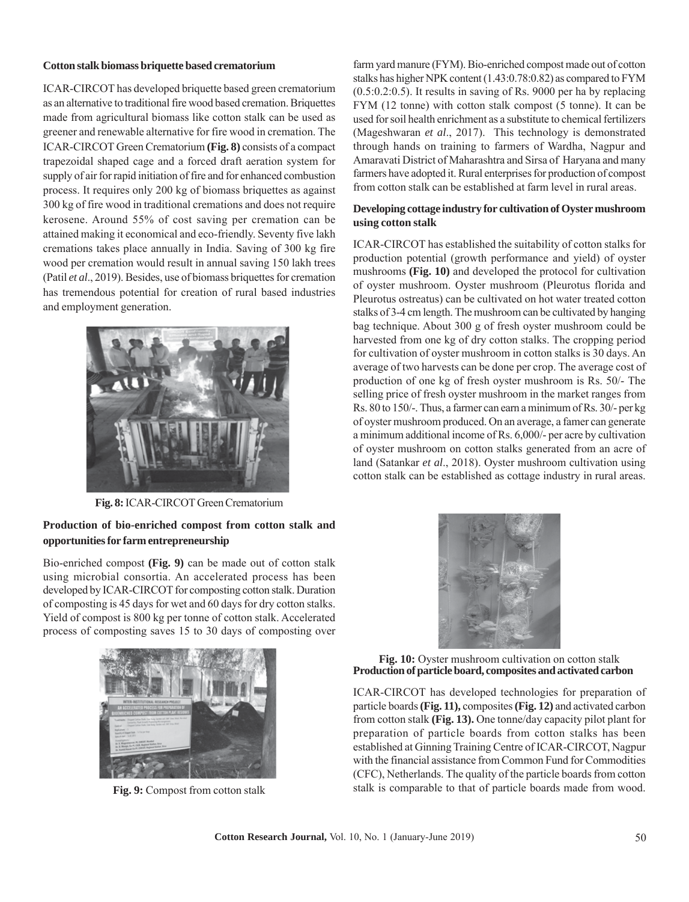**Cotton stalk biomass briquette based crematorium**

ICAR-CIRCOT has developed briquette based green crematorium as an alternative to traditional fire wood based cremation. Briquettes made from agricultural biomass like cotton stalk can be used as greener and renewable alternative for fire wood in cremation. The ICAR-CIRCOT Green Crematorium **(Fig. 8)** consists of a compact trapezoidal shaped cage and a forced draft aeration system for supply of air for rapid initiation of fire and for enhanced combustion process. It requires only 200 kg of biomass briquettes as against 300 kg of fire wood in traditional cremations and does not require kerosene. Around 55% of cost saving per cremation can be attained making it economical and eco-friendly. Seventy five lakh cremations takes place annually in India. Saving of 300 kg fire wood per cremation would result in annual saving 150 lakh trees (Patil *et al*., 2019). Besides, use of biomass briquettes for cremation has tremendous potential for creation of rural based industries and employment generation.

**Fig. 8:** ICAR-CIRCOT Green Crematorium

**Production of bio-enriched compost from cotton stalk and opportunities for farm entrepreneurship**

Bio-enriched compost **(Fig. 9)** can be made out of cotton stalk using microbial consortia. An accelerated process has been developed by ICAR-CIRCOT for composting cotton stalk. Duration of composting is 45 days for wet and 60 days for dry cotton stalks. Yield of compost is 800 kg per tonne of cotton stalk. Accelerated process of composting saves 15 to 30 days of composting over farm yard manure (FYM). Bio-enriched compost made out of cotton stalks has higher NPK content (1.43:0.78:0.82) as compared to FYM (0.5:0.2:0.5). It results in saving of Rs. 9000 per ha by replacing FYM (12 tonne) with cotton stalk compost (5 tonne). It can be used for soil health enrichment as a substitute to chemical fertilizers (Mageshwaran *et al*., 2017). This technology is demonstrated through hands on training to farmers of Wardha, Nagpur and Amaravati District of Maharashtra and Sirsa of Haryana and many farmers have adopted it. Rural enterprises for production of compost from cotton stalk can be established at farm level in rural areas.

**Fig. 9:** Compost from cotton stalk

**Developing cottage industry for cultivation of Oyster mushroom using cotton stalk**

ICAR-CIRCOT has established the suitability of cotton stalks for production potential (growth performance and yield) of oyster mushrooms **(Fig. 10)** and developed the protocol for cultivation of oyster mushroom. Oyster mushroom (Pleurotus florida and Pleurotus ostreatus) can be cultivated on hot water treated cotton stalks of 3-4 cm length. The mushroom can be cultivated by hanging bag technique. About 300 g of fresh oyster mushroom could be harvested from one kg of dry cotton stalks. The cropping period for cultivation of oyster mushroom in cotton stalks is 30 days. An average of two harvests can be done per crop. The average cost of production of one kg of fresh oyster mushroom is Rs. 50/- The selling price of fresh oyster mushroom in the market ranges from Rs. 80 to 150/-. Thus, a farmer can earn a minimum of Rs. 30/- per kg of oyster mushroom produced. On an average, a famer can generate a minimum additional income of Rs. 6,000/- per acre by cultivation of oyster mushroom on cotton stalks generated from an acre of land (Satankar *et al*., 2018). Oyster mushroom cultivation using cotton stalk can be established as cottage industry in rural areas.

**Fig. 10:** Oyster mushroom cultivation on cotton stalk

**Production of particle board, composites and activated carbon**

ICAR-CIRCOT has developed technologies for preparation of particle boards **(Fig. 11),** composites **(Fig. 12)** and activated carbon from cotton stalk **(Fig. 13).** One tonne/day capacity pilot plant for preparation of particle boards from cotton stalks has been established at Ginning Training Centre of ICAR-CIRCOT, Nagpur with the financial assistance from Common Fund for Commodities (CFC), Netherlands. The quality of the particle boards from cotton stalk is comparable to that of particle boards made from wood.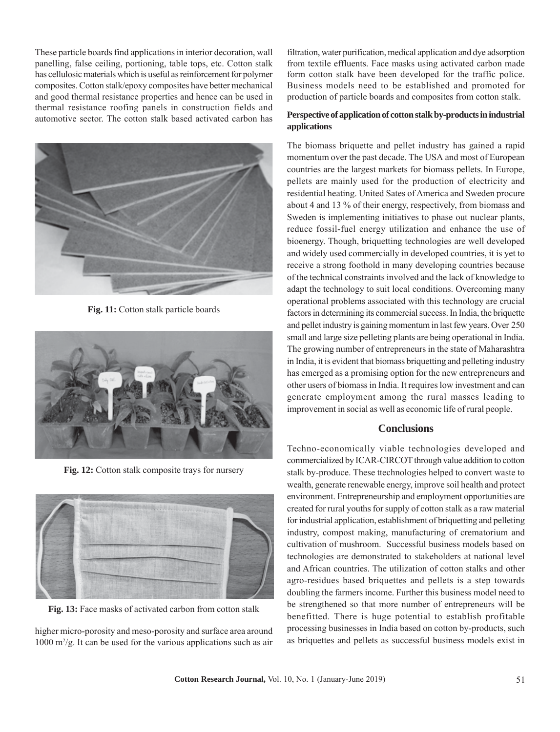These particle boards find applications in interior decoration, wall panelling, false ceiling, portioning, table tops, etc. Cotton stalk has cellulosic materials which is useful as reinforcement for polymer composites. Cotton stalk/epoxy composites have better mechanical and good thermal resistance properties and hence can be used in thermal resistance roofing panels in construction fields and automotive sector. The cotton stalk based activated carbon has higher micro-porosity and meso-porosity and surface area around 1000 $m^2/g$. It can be used for the various applications such as air filtration, water purification, medical application and dye adsorption from textile effluents. Face masks using activated carbon made form cotton stalk have been developed for the traffic police. Business models need to be established and promoted for production of particle boards and composites from cotton stalk.

**Fig. 11:** Cotton stalk particle boards

**Fig. 12:** Cotton stalk composite trays for nursery

**Fig. 13:** Face masks of activated carbon from cotton stalk

**Perspective of application of cotton stalk by-products in industrial applications**

The biomass briquette and pellet industry has gained a rapid momentum over the past decade. The USA and most of European countries are the largest markets for biomass pellets. In Europe, pellets are mainly used for the production of electricity and residential heating. United Sates of America and Sweden procure about 4 and 13 % of their energy, respectively, from biomass and Sweden is implementing initiatives to phase out nuclear plants, reduce fossil-fuel energy utilization and enhance the use of bioenergy. Though, briquetting technologies are well developed and widely used commercially in developed countries, it is yet to receive a strong foothold in many developing countries because of the technical constraints involved and the lack of knowledge to adapt the technology to suit local conditions. Overcoming many operational problems associated with this technology are crucial factors in determining its commercial success. In India, the briquette and pellet industry is gaining momentum in last few years. Over 250 small and large size pelleting plants are being operational in India. The growing number of entrepreneurs in the state of Maharashtra in India, it is evident that biomass briquetting and pelleting industry has emerged as a promising option for the new entrepreneurs and other users of biomass in India. It requires low investment and can generate employment among the rural masses leading to improvement in social as well as economic life of rural people.

## Conclusions

Techno-economically viable technologies developed and commercialized by ICAR-CIRCOT through value addition to cotton stalk by-produce. These ttechnologies helped to convert waste to wealth, generate renewable energy, improve soil health and protect environment. Entrepreneurship and employment opportunities are created for rural youths for supply of cotton stalk as a raw material for industrial application, establishment of briquetting and pelleting industry, compost making, manufacturing of crematorium and cultivation of mushroom. Successful business models based on technologies are demonstrated to stakeholders at national level and African countries. The utilization of cotton stalks and other agro-residues based briquettes and pellets is a step towards doubling the farmers income. Further this business model need to be strengthened so that more number of entrepreneurs will be benefitted. There is huge potential to establish profitable processing businesses in India based on cotton by-products, such as briquettes and pellets as successful business models exist in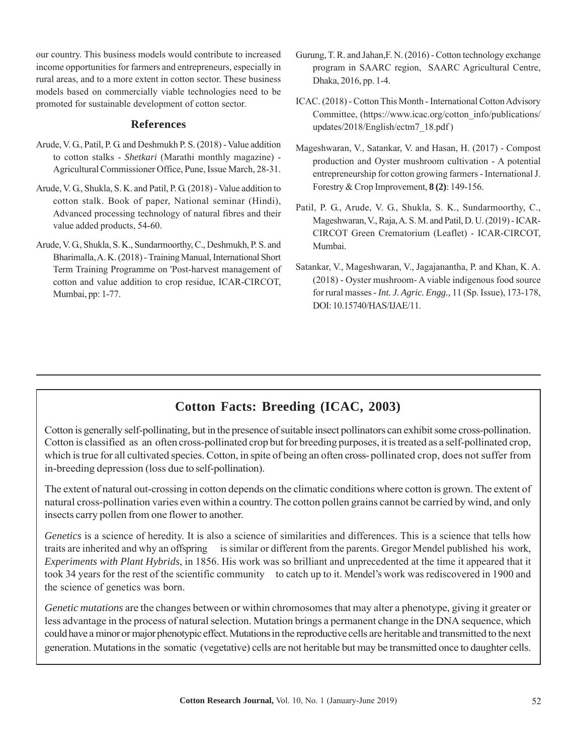our country. This business models would contribute to increased income opportunities for farmers and entrepreneurs, especially in rural areas, and to a more extent in cotton sector. These business models based on commercially viable technologies need to be promoted for sustainable development of cotton sector.

## References

Arude, V. G., Patil, P. G. and Deshmukh P. S. (2018) - Value addition to cotton stalks - *Shetkari* (Marathi monthly magazine) - Agricultural Commissioner Office, Pune, Issue March, 28-31.

Arude, V. G., Shukla, S. K. and Patil, P. G. (2018) - Value addition to cotton stalk. Book of paper, National seminar (Hindi), Advanced processing technology of natural fibres and their value added products, 54-60.

Arude, V. G., Shukla, S. K., Sundarmoorthy, C., Deshmukh, P. S. and Bharimalla, A. K. (2018) - Training Manual, International Short Term Training Programme on 'Post-harvest management of cotton and value addition to crop residue, ICAR-CIRCOT, Mumbai, pp: 1-77.

Gurung, T. R. and Jahan,F. N. (2016) - Cotton technology exchange program in SAARC region, SAARC Agricultural Centre, Dhaka, 2016, pp. 1-4.

ICAC. (2018) - Cotton This Month - International Cotton Advisory Committee, (https://www.icac.org/cotton_info/publications/updates/2018/English/ectm7_18.pdf )

Mageshwaran, V., Satankar, V. and Hasan, H. (2017) - Compost production and Oyster mushroom cultivation - A potential entrepreneurship for cotton growing farmers - International J. Forestry & Crop Improvement, **8 (2)**: 149-156.

Patil, P. G., Arude, V. G., Shukla, S. K., Sundarmoorthy, C., Mageshwaran, V., Raja, A. S. M. and Patil, D. U. (2019) - ICAR-CIRCOT Green Crematorium (Leaflet) - ICAR-CIRCOT, Mumbai.

Satankar, V., Mageshwaran, V., Jagajanantha, P. and Khan, K. A. (2018) - Oyster mushroom- A viable indigenous food source for rural masses - *Int. J. Agric. Engg.,* 11 (Sp. Issue), 173-178, DOI: 10.15740/HAS/IJAE/11.

## Cotton Facts: Breeding (ICAC, 2003)

Cotton is generally self-pollinating, but in the presence of suitable insect pollinators can exhibit some cross-pollination. Cotton is classified as an often cross-pollinated crop but for breeding purposes, it is treated as a self-pollinated crop, which is true for all cultivated species. Cotton, in spite of being an often cross- pollinated crop, does not suffer from in-breeding depression (loss due to self-pollination).

The extent of natural out-crossing in cotton depends on the climatic conditions where cotton is grown. The extent of natural cross-pollination varies even within a country. The cotton pollen grains cannot be carried by wind, and only insects carry pollen from one flower to another.

*Genetics* is a science of heredity. It is also a science of similarities and differences. This is a science that tells how traits are inherited and why an offspring is similar or different from the parents. Gregor Mendel published his work, *Experiments with Plant Hybrids*, in 1856. His work was so brilliant and unprecedented at the time it appeared that it took 34 years for the rest of the scientific community to catch up to it. Mendel's work was rediscovered in 1900 and the science of genetics was born.

*Genetic mutations* are the changes between or within chromosomes that may alter a phenotype, giving it greater or less advantage in the process of natural selection. Mutation brings a permanent change in the DNA sequence, which could have a minor or major phenotypic effect. Mutations in the reproductive cells are heritable and transmitted to the next generation. Mutations in the somatic (vegetative) cells are not heritable but may be transmitted once to daughter cells.